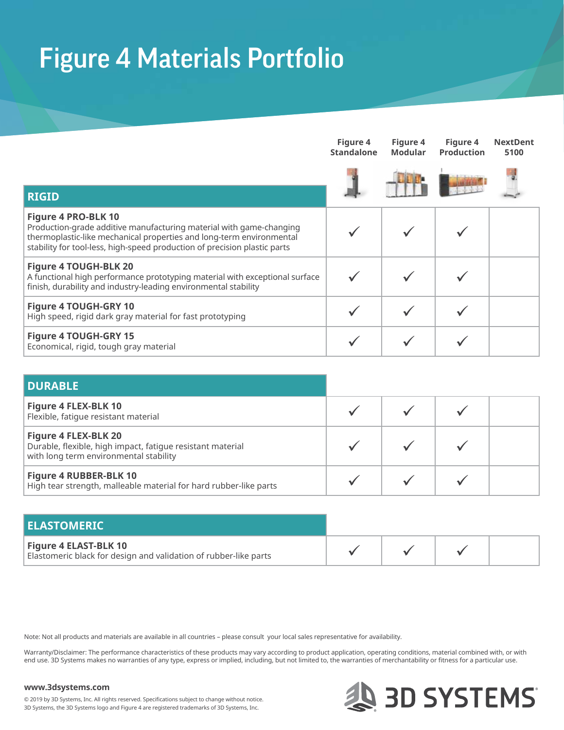# Figure 4 Materials Portfolio

| RIGID | Figure 4 Standalone | Figure 4 Modular | Figure 4 Production | NextDent 5100 |
|---|---|---|---|---|
| **Figure 4 PRO-BLK 10**<br>Production-grade additive manufacturing material with game-changing thermoplastic-like mechanical properties and long-term environmental stability for tool-less, high-speed production of precision plastic parts | ✓ | ✓ | ✓ | |
| **Figure 4 TOUGH-BLK 20**<br>A functional high performance prototyping material with exceptional surface finish, durability and industry-leading environmental stability | ✓ | ✓ | ✓ | |
| **Figure 4 TOUGH-GRY 10**<br>High speed, rigid dark gray material for fast prototyping | ✓ | ✓ | ✓ | |
| **Figure 4 TOUGH-GRY 15**<br>Economical, rigid, tough gray material | ✓ | ✓ | ✓ | |

| DURABLE | Figure 4 Standalone | Figure 4 Modular | Figure 4 Production | NextDent 5100 |
|---|---|---|---|---|
| **Figure 4 FLEX-BLK 10**<br>Flexible, fatigue resistant material | ✓ | ✓ | ✓ | |
| **Figure 4 FLEX-BLK 20**<br>Durable, flexible, high impact, fatigue resistant material with long term environmental stability | ✓ | ✓ | ✓ | |
| **Figure 4 RUBBER-BLK 10**<br>High tear strength, malleable material for hard rubber-like parts | ✓ | ✓ | ✓ | |

| ELASTOMERIC | Figure 4 Standalone | Figure 4 Modular | Figure 4 Production | NextDent 5100 |
|---|---|---|---|---|
| **Figure 4 ELAST-BLK 10**<br>Elastomeric black for design and validation of rubber-like parts | ✓ | ✓ | ✓ | |

Note: Not all products and materials are available in all countries – please consult your local sales representative for availability.

Warranty/Disclaimer: The performance characteristics of these products may vary according to product application, operating conditions, material combined with, or with end use. 3D Systems makes no warranties of any type, express or implied, including, but not limited to, the warranties of merchantability or fitness for a particular use.

**www.3dsystems.com**

© 2019 by 3D Systems, Inc. All rights reserved. Specifications subject to change without notice.
3D Systems, the 3D Systems logo and Figure 4 are registered trademarks of 3D Systems, Inc.

3D SYSTEMS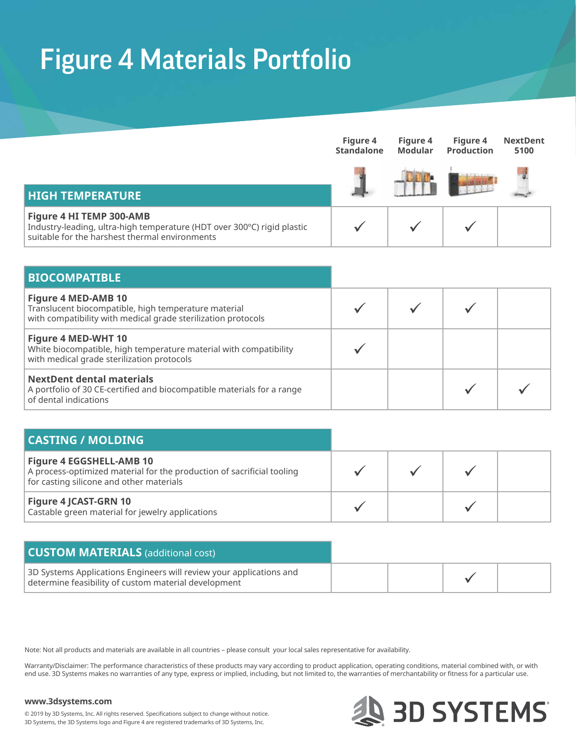# Figure 4 Materials Portfolio

| | Figure 4 Standalone | Figure 4 Modular | Figure 4 Production | NextDent 5100 |
|---|---|---|---|---|
| **HIGH TEMPERATURE** | | | | |
| **Figure 4 HI TEMP 300-AMB**<br>Industry-leading, ultra-high temperature (HDT over 300°C) rigid plastic suitable for the harshest thermal environments | ✓ | ✓ | ✓ | |
| **BIOCOMPATIBLE** | | | | |
| **Figure 4 MED-AMB 10**<br>Translucent biocompatible, high temperature material with compatibility with medical grade sterilization protocols | ✓ | ✓ | ✓ | |
| **Figure 4 MED-WHT 10**<br>White biocompatible, high temperature material with compatibility with medical grade sterilization protocols | ✓ | | | |
| **NextDent dental materials**<br>A portfolio of 30 CE-certified and biocompatible materials for a range of dental indications | | | ✓ | ✓ |
| **CASTING / MOLDING** | | | | |
| **Figure 4 EGGSHELL-AMB 10**<br>A process-optimized material for the production of sacrificial tooling for casting silicone and other materials | ✓ | ✓ | ✓ | |
| **Figure 4 JCAST-GRN 10**<br>Castable green material for jewelry applications | ✓ | | ✓ | |
| **CUSTOM MATERIALS** (additional cost) | | | | |
| 3D Systems Applications Engineers will review your applications and determine feasibility of custom material development | | | ✓ | |

Note: Not all products and materials are available in all countries – please consult your local sales representative for availability.

Warranty/Disclaimer: The performance characteristics of these products may vary according to product application, operating conditions, material combined with, or with end use. 3D Systems makes no warranties of any type, express or implied, including, but not limited to, the warranties of merchantability or fitness for a particular use.

**www.3dsystems.com**

© 2019 by 3D Systems, Inc. All rights reserved. Specifications subject to change without notice.
3D Systems, the 3D Systems logo and Figure 4 are registered trademarks of 3D Systems, Inc.

3D SYSTEMS